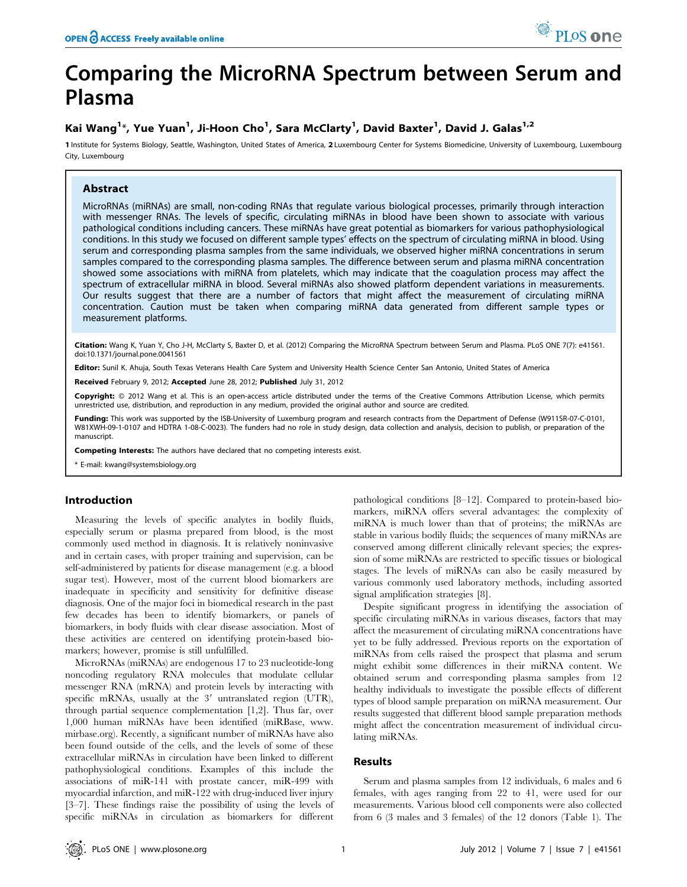# Comparing the MicroRNA Spectrum between Serum and Plasma

**Kai Wang[1]\*, Yue Yuan[1], Ji-Hoon Cho[1], Sara McClarty[1], David Baxter[1], David J. Galas[1,2]**

1 Institute for Systems Biology, Seattle, Washington, United States of America, 2 Luxembourg Center for Systems Biomedicine, University of Luxembourg, Luxembourg City, Luxembourg

## Abstract

MicroRNAs (miRNAs) are small, non-coding RNAs that regulate various biological processes, primarily through interaction with messenger RNAs. The levels of specific, circulating miRNAs in blood have been shown to associate with various pathological conditions including cancers. These miRNAs have great potential as biomarkers for various pathophysiological conditions. In this study we focused on different sample types' effects on the spectrum of circulating miRNA in blood. Using serum and corresponding plasma samples from the same individuals, we observed higher miRNA concentrations in serum samples compared to the corresponding plasma samples. The difference between serum and plasma miRNA concentration showed some associations with miRNA from platelets, which may indicate that the coagulation process may affect the spectrum of extracellular miRNA in blood. Several miRNAs also showed platform dependent variations in measurements. Our results suggest that there are a number of factors that might affect the measurement of circulating miRNA concentration. Caution must be taken when comparing miRNA data generated from different sample types or measurement platforms.

**Citation:** Wang K, Yuan Y, Cho J-H, McClarty S, Baxter D, et al. (2012) Comparing the MicroRNA Spectrum between Serum and Plasma. PLoS ONE 7(7): e41561. doi:10.1371/journal.pone.0041561

**Editor:** Sunil K. Ahuja, South Texas Veterans Health Care System and University Health Science Center San Antonio, United States of America

**Received** February 9, 2012; **Accepted** June 28, 2012; **Published** July 31, 2012

**Copyright:** © 2012 Wang et al. This is an open-access article distributed under the terms of the Creative Commons Attribution License, which permits unrestricted use, distribution, and reproduction in any medium, provided the original author and source are credited.

**Funding:** This work was supported by the ISB-University of Luxemburg program and research contracts from the Department of Defense (W911SR-07-C-0101, W81XWH-09-1-0107 and HDTRA 1-08-C-0023). The funders had no role in study design, data collection and analysis, decision to publish, or preparation of the manuscript.

**Competing Interests:** The authors have declared that no competing interests exist.

\* E-mail: kwang@systemsbiology.org

## Introduction

Measuring the levels of specific analytes in bodily fluids, especially serum or plasma prepared from blood, is the most commonly used method in diagnosis. It is relatively noninvasive and in certain cases, with proper training and supervision, can be self-administered by patients for disease management (e.g. a blood sugar test). However, most of the current blood biomarkers are inadequate in specificity and sensitivity for definitive disease diagnosis. One of the major foci in biomedical research in the past few decades has been to identify biomarkers, or panels of biomarkers, in body fluids with clear disease association. Most of these activities are centered on identifying protein-based biomarkers; however, promise is still unfulfilled.

MicroRNAs (miRNAs) are endogenous 17 to 23 nucleotide-long noncoding regulatory RNA molecules that modulate cellular messenger RNA (mRNA) and protein levels by interacting with specific mRNAs, usually at the 3′ untranslated region (UTR), through partial sequence complementation [1,2]. Thus far, over 1,000 human miRNAs have been identified (miRBase, www.mirbase.org). Recently, a significant number of miRNAs have also been found outside of the cells, and the levels of some of these extracellular miRNAs in circulation have been linked to different pathophysiological conditions. Examples of this include the associations of miR-141 with prostate cancer, miR-499 with myocardial infarction, and miR-122 with drug-induced liver injury [3–7]. These findings raise the possibility of using the levels of specific miRNAs in circulation as biomarkers for different pathological conditions [8–12]. Compared to protein-based biomarkers, miRNA offers several advantages: the complexity of miRNA is much lower than that of proteins; the miRNAs are stable in various bodily fluids; the sequences of many miRNAs are conserved among different clinically relevant species; the expression of some miRNAs are restricted to specific tissues or biological stages. The levels of miRNAs can also be easily measured by various commonly used laboratory methods, including assorted signal amplification strategies [8].

Despite significant progress in identifying the association of specific circulating miRNAs in various diseases, factors that may affect the measurement of circulating miRNA concentrations have yet to be fully addressed. Previous reports on the exportation of miRNAs from cells raised the prospect that plasma and serum might exhibit some differences in their miRNA content. We obtained serum and corresponding plasma samples from 12 healthy individuals to investigate the possible effects of different types of blood sample preparation on miRNA measurement. Our results suggested that different blood sample preparation methods might affect the concentration measurement of individual circulating miRNAs.

## Results

Serum and plasma samples from 12 individuals, 6 males and 6 females, with ages ranging from 22 to 41, were used for our measurements. Various blood cell components were also collected from 6 (3 males and 3 females) of the 12 donors (Table 1). The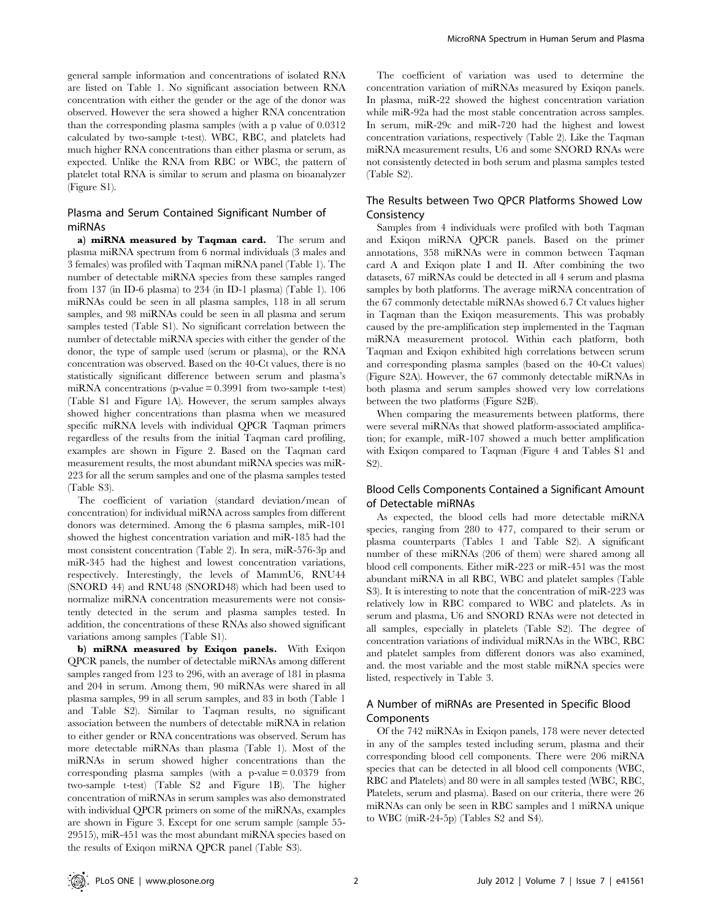general sample information and concentrations of isolated RNA are listed on Table 1. No significant association between RNA concentration with either the gender or the age of the donor was observed. However the sera showed a higher RNA concentration than the corresponding plasma samples (with a p value of 0.0312 calculated by two-sample t-test). WBC, RBC, and platelets had much higher RNA concentrations than either plasma or serum, as expected. Unlike the RNA from RBC or WBC, the pattern of platelet total RNA is similar to serum and plasma on bioanalyzer (Figure S1).

## Plasma and Serum Contained Significant Number of miRNAs

**a) miRNA measured by Taqman card.** The serum and plasma miRNA spectrum from 6 normal individuals (3 males and 3 females) was profiled with Taqman miRNA panel (Table 1). The number of detectable miRNA species from these samples ranged from 137 (in ID-6 plasma) to 234 (in ID-1 plasma) (Table 1). 106 miRNAs could be seen in all plasma samples, 118 in all serum samples, and 98 miRNAs could be seen in all plasma and serum samples tested (Table S1). No significant correlation between the number of detectable miRNA species with either the gender of the donor, the type of sample used (serum or plasma), or the RNA concentration was observed. Based on the 40-Ct values, there is no statistically significant difference between serum and plasma's miRNA concentrations (p-value = 0.3991 from two-sample t-test) (Table S1 and Figure 1A). However, the serum samples always showed higher concentrations than plasma when we measured specific miRNA levels with individual QPCR Taqman primers regardless of the results from the initial Taqman card profiling, examples are shown in Figure 2. Based on the Taqman card measurement results, the most abundant miRNA species was miR-223 for all the serum samples and one of the plasma samples tested (Table S3).

The coefficient of variation (standard deviation/mean of concentration) for individual miRNA across samples from different donors was determined. Among the 6 plasma samples, miR-101 showed the highest concentration variation and miR-185 had the most consistent concentration (Table 2). In sera, miR-576-3p and miR-345 had the highest and lowest concentration variations, respectively. Interestingly, the levels of MammU6, RNU44 (SNORD 44) and RNU48 (SNORD48) which had been used to normalize miRNA concentration measurements were not consistently detected in the serum and plasma samples tested. In addition, the concentrations of these RNAs also showed significant variations among samples (Table S1).

**b) miRNA measured by Exiqon panels.** With Exiqon QPCR panels, the number of detectable miRNAs among different samples ranged from 123 to 296, with an average of 181 in plasma and 204 in serum. Among them, 90 miRNAs were shared in all plasma samples, 99 in all serum samples, and 83 in both (Table 1 and Table S2). Similar to Taqman results, no significant association between the numbers of detectable miRNA in relation to either gender or RNA concentrations was observed. Serum has more detectable miRNAs than plasma (Table 1). Most of the miRNAs in serum showed higher concentrations than the corresponding plasma samples (with a p-value = 0.0379 from two-sample t-test) (Table S2 and Figure 1B). The higher concentration of miRNAs in serum samples was also demonstrated with individual QPCR primers on some of the miRNAs, examples are shown in Figure 3. Except for one serum sample (sample 55-29515), miR-451 was the most abundant miRNA species based on the results of Exiqon miRNA QPCR panel (Table S3).

The coefficient of variation was used to determine the concentration variation of miRNAs measured by Exiqon panels. In plasma, miR-22 showed the highest concentration variation while miR-92a had the most stable concentration across samples. In serum, miR-29c and miR-720 had the highest and lowest concentration variations, respectively (Table 2). Like the Taqman miRNA measurement results, U6 and some SNORD RNAs were not consistently detected in both serum and plasma samples tested (Table S2).

## The Results between Two QPCR Platforms Showed Low Consistency

Samples from 4 individuals were profiled with both Taqman and Exiqon miRNA QPCR panels. Based on the primer annotations, 358 miRNAs were in common between Taqman card A and Exiqon plate I and II. After combining the two datasets, 67 miRNAs could be detected in all 4 serum and plasma samples by both platforms. The average miRNA concentration of the 67 commonly detectable miRNAs showed 6.7 Ct values higher in Taqman than the Exiqon measurements. This was probably caused by the pre-amplification step implemented in the Taqman miRNA measurement protocol. Within each platform, both Taqman and Exiqon exhibited high correlations between serum and corresponding plasma samples (based on the 40-Ct values) (Figure S2A). However, the 67 commonly detectable miRNAs in both plasma and serum samples showed very low correlations between the two platforms (Figure S2B).

When comparing the measurements between platforms, there were several miRNAs that showed platform-associated amplification; for example, miR-107 showed a much better amplification with Exiqon compared to Taqman (Figure 4 and Tables S1 and S2).

## Blood Cells Components Contained a Significant Amount of Detectable miRNAs

As expected, the blood cells had more detectable miRNA species, ranging from 280 to 477, compared to their serum or plasma counterparts (Tables 1 and Table S2). A significant number of these miRNAs (206 of them) were shared among all blood cell components. Either miR-223 or miR-451 was the most abundant miRNA in all RBC, WBC and platelet samples (Table S3). It is interesting to note that the concentration of miR-223 was relatively low in RBC compared to WBC and platelets. As in serum and plasma, U6 and SNORD RNAs were not detected in all samples, especially in platelets (Table S2). The degree of concentration variations of individual miRNAs in the WBC, RBC and platelet samples from different donors was also examined, and. the most variable and the most stable miRNA species were listed, respectively in Table 3.

## A Number of miRNAs are Presented in Specific Blood Components

Of the 742 miRNAs in Exiqon panels, 178 were never detected in any of the samples tested including serum, plasma and their corresponding blood cell components. There were 206 miRNA species that can be detected in all blood cell components (WBC, RBC and Platelets) and 80 were in all samples tested (WBC, RBC, Platelets, serum and plasma). Based on our criteria, there were 26 miRNAs can only be seen in RBC samples and 1 miRNA unique to WBC (miR-24-5p) (Tables S2 and S4).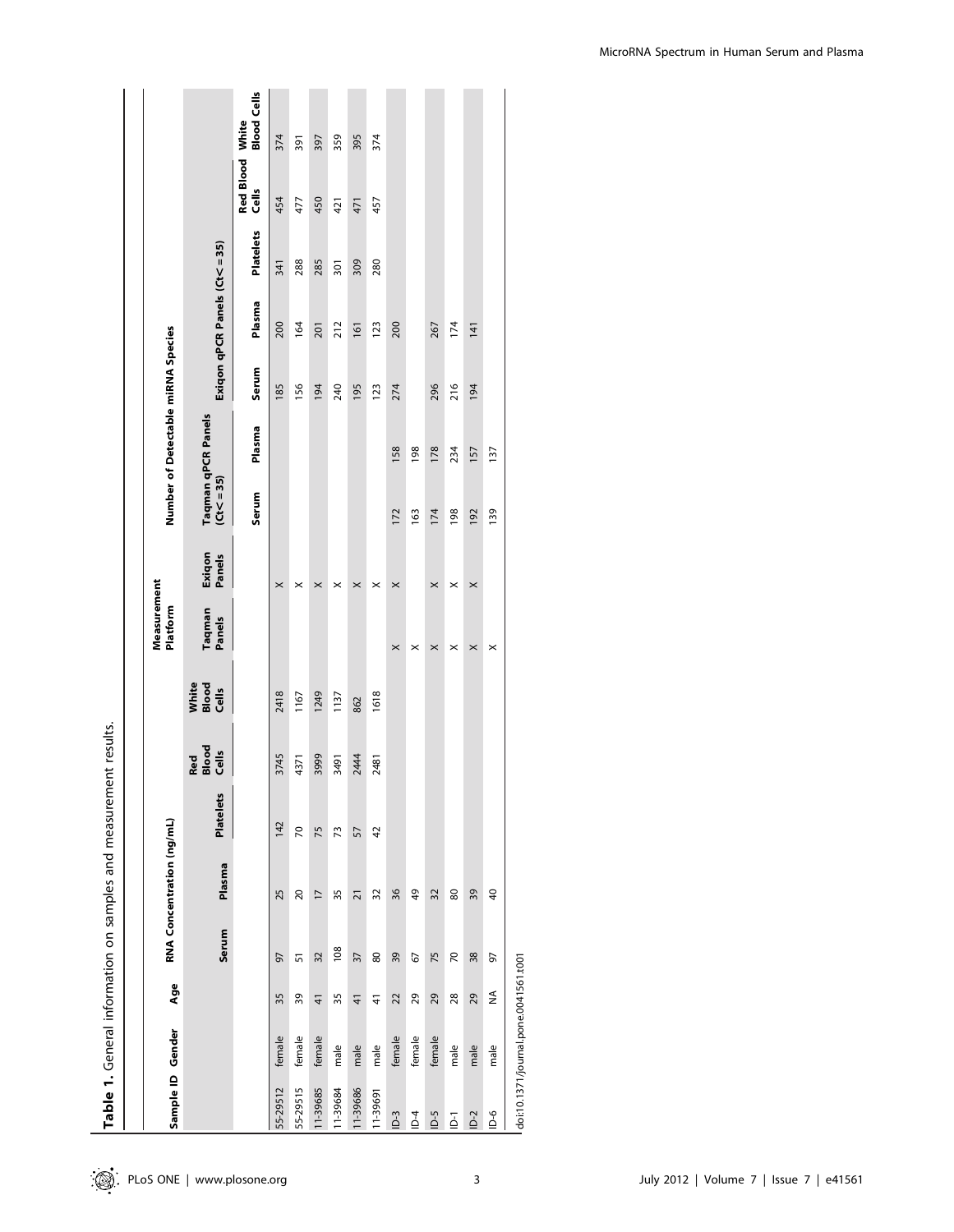**Table 1.** General information on samples and measurement results.

| Sample ID | Gender | Age | RNA Concentration (ng/mL) | | | | | Measurement Platform | | Number of Detectable miRNA Species | | | | | | |
|---|---|---|---|---|---|---|---|---|---|---|---|---|---|---|---|---|
| | | | | | | | | | | Taqman qPCR Panels (Ct<=35) | | Exiqon qPCR Panels (Ct<=35) | | | | |
| | | | Serum | Plasma | Platelets | Red Blood Cells | White Blood Cells | Taqman Panels | Exiqon Panels | Serum | Plasma | Serum | Plasma | Platelets | Red Blood Cells | White Blood Cells |
| 55-29512 | female | 35 | 97 | 25 | 142 | 3745 | 2418 | | × | | | 185 | 200 | 341 | 454 | 374 |
| 55-29515 | female | 39 | 51 | 20 | 70 | 4371 | 1167 | | × | | | 156 | 164 | 288 | 477 | 391 |
| 11-39685 | female | 41 | 32 | 17 | 75 | 3999 | 1249 | | × | | | 194 | 201 | 285 | 450 | 397 |
| 11-39684 | male | 35 | 108 | 35 | 73 | 3491 | 1137 | | × | | | 240 | 212 | 301 | 421 | 359 |
| 11-39686 | male | 41 | 37 | 21 | 57 | 2444 | 862 | | × | | | 195 | 161 | 309 | 471 | 395 |
| 11-39691 | male | 41 | 80 | 32 | 42 | 2481 | 1618 | | × | | | 123 | 123 | 280 | 457 | 374 |
| ID-3 | female | 22 | 39 | 36 | | | | × | × | 172 | 158 | 274 | 200 | | | |
| ID-4 | female | 29 | 67 | 49 | | | | × | | 163 | 198 | | | | | |
| ID-5 | female | 29 | 75 | 32 | | | | × | × | 174 | 178 | 296 | 267 | | | |
| ID-1 | male | 28 | 70 | 80 | | | | × | × | 198 | 234 | 216 | 174 | | | |
| ID-2 | male | 29 | 38 | 39 | | | | × | × | 192 | 157 | 194 | 141 | | | |
| ID-6 | male | NA | 97 | 40 | | | | × | | 139 | 137 | | | | | |

doi:10.1371/journal.pone.0041561.t001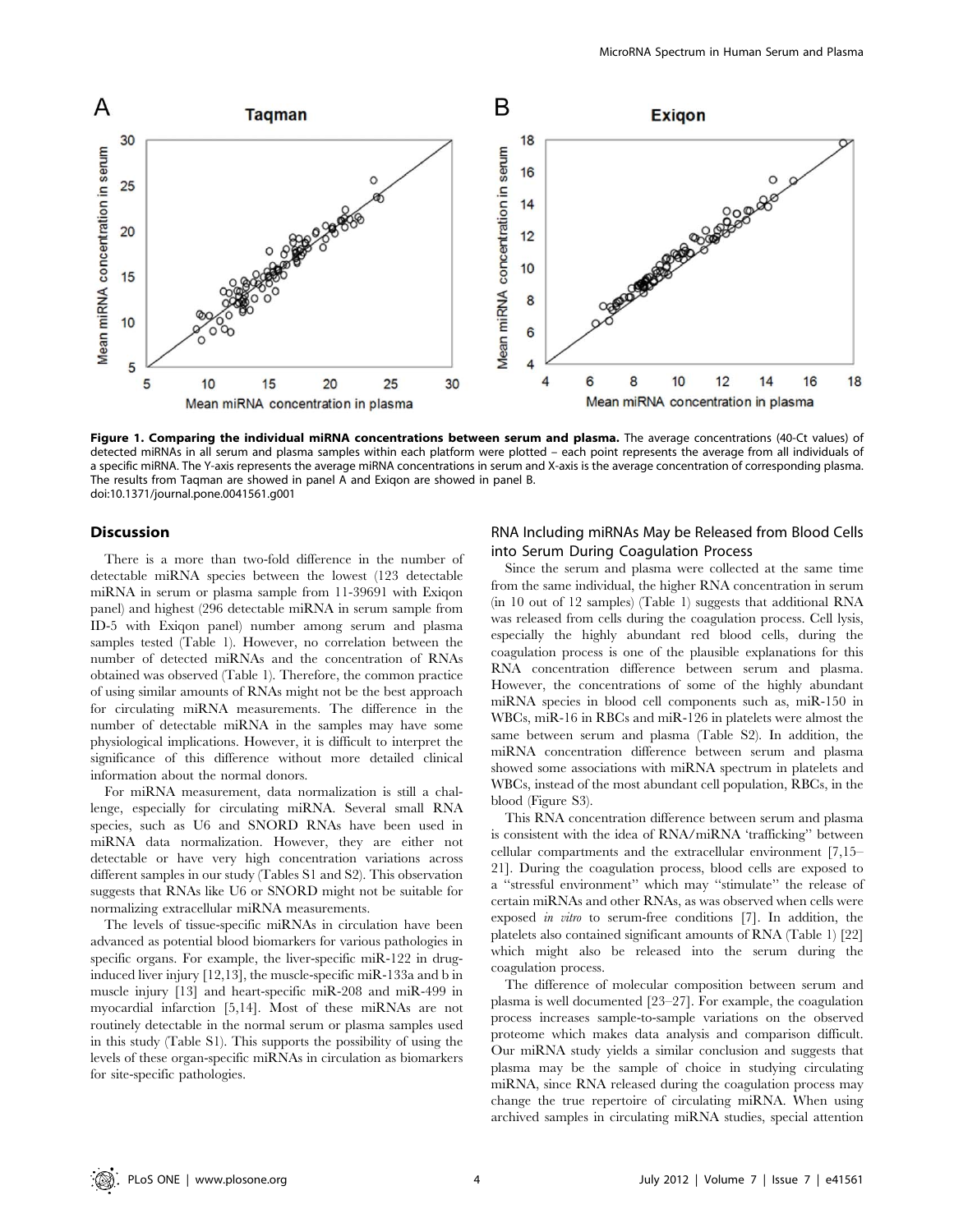**Figure 1. Comparing the individual miRNA concentrations between serum and plasma.** The average concentrations (40-Ct values) of detected miRNAs in all serum and plasma samples within each platform were plotted – each point represents the average from all individuals of a specific miRNA. The Y-axis represents the average miRNA concentrations in serum and X-axis is the average concentration of corresponding plasma. The results from Taqman are showed in panel A and Exiqon are showed in panel B.
doi:10.1371/journal.pone.0041561.g001

## Discussion

There is a more than two-fold difference in the number of detectable miRNA species between the lowest (123 detectable miRNA in serum or plasma sample from 11-39691 with Exiqon panel) and highest (296 detectable miRNA in serum sample from ID-5 with Exiqon panel) number among serum and plasma samples tested (Table 1). However, no correlation between the number of detected miRNAs and the concentration of RNAs obtained was observed (Table 1). Therefore, the common practice of using similar amounts of RNAs might not be the best approach for circulating miRNA measurements. The difference in the number of detectable miRNA in the samples may have some physiological implications. However, it is difficult to interpret the significance of this difference without more detailed clinical information about the normal donors.

For miRNA measurement, data normalization is still a challenge, especially for circulating miRNA. Several small RNA species, such as U6 and SNORD RNAs have been used in miRNA data normalization. However, they are either not detectable or have very high concentration variations across different samples in our study (Tables S1 and S2). This observation suggests that RNAs like U6 or SNORD might not be suitable for normalizing extracellular miRNA measurements.

The levels of tissue-specific miRNAs in circulation have been advanced as potential blood biomarkers for various pathologies in specific organs. For example, the liver-specific miR-122 in drug-induced liver injury [12,13], the muscle-specific miR-133a and b in muscle injury [13] and heart-specific miR-208 and miR-499 in myocardial infarction [5,14]. Most of these miRNAs are not routinely detectable in the normal serum or plasma samples used in this study (Table S1). This supports the possibility of using the levels of these organ-specific miRNAs in circulation as biomarkers for site-specific pathologies.

### RNA Including miRNAs May be Released from Blood Cells into Serum During Coagulation Process

Since the serum and plasma were collected at the same time from the same individual, the higher RNA concentration in serum (in 10 out of 12 samples) (Table 1) suggests that additional RNA was released from cells during the coagulation process. Cell lysis, especially the highly abundant red blood cells, during the coagulation process is one of the plausible explanations for this RNA concentration difference between serum and plasma. However, the concentrations of some of the highly abundant miRNA species in blood cell components such as, miR-150 in WBCs, miR-16 in RBCs and miR-126 in platelets were almost the same between serum and plasma (Table S2). In addition, the miRNA concentration difference between serum and plasma showed some associations with miRNA spectrum in platelets and WBCs, instead of the most abundant cell population, RBCs, in the blood (Figure S3).

This RNA concentration difference between serum and plasma is consistent with the idea of RNA/miRNA 'trafficking' between cellular compartments and the extracellular environment [7,15–21]. During the coagulation process, blood cells are exposed to a "stressful environment" which may "stimulate" the release of certain miRNAs and other RNAs, as was observed when cells were exposed *in vitro* to serum-free conditions [7]. In addition, the platelets also contained significant amounts of RNA (Table 1) [22] which might also be released into the serum during the coagulation process.

The difference of molecular composition between serum and plasma is well documented [23–27]. For example, the coagulation process increases sample-to-sample variations on the observed proteome which makes data analysis and comparison difficult. Our miRNA study yields a similar conclusion and suggests that plasma may be the sample of choice in studying circulating miRNA, since RNA released during the coagulation process may change the true repertoire of circulating miRNA. When using archived samples in circulating miRNA studies, special attention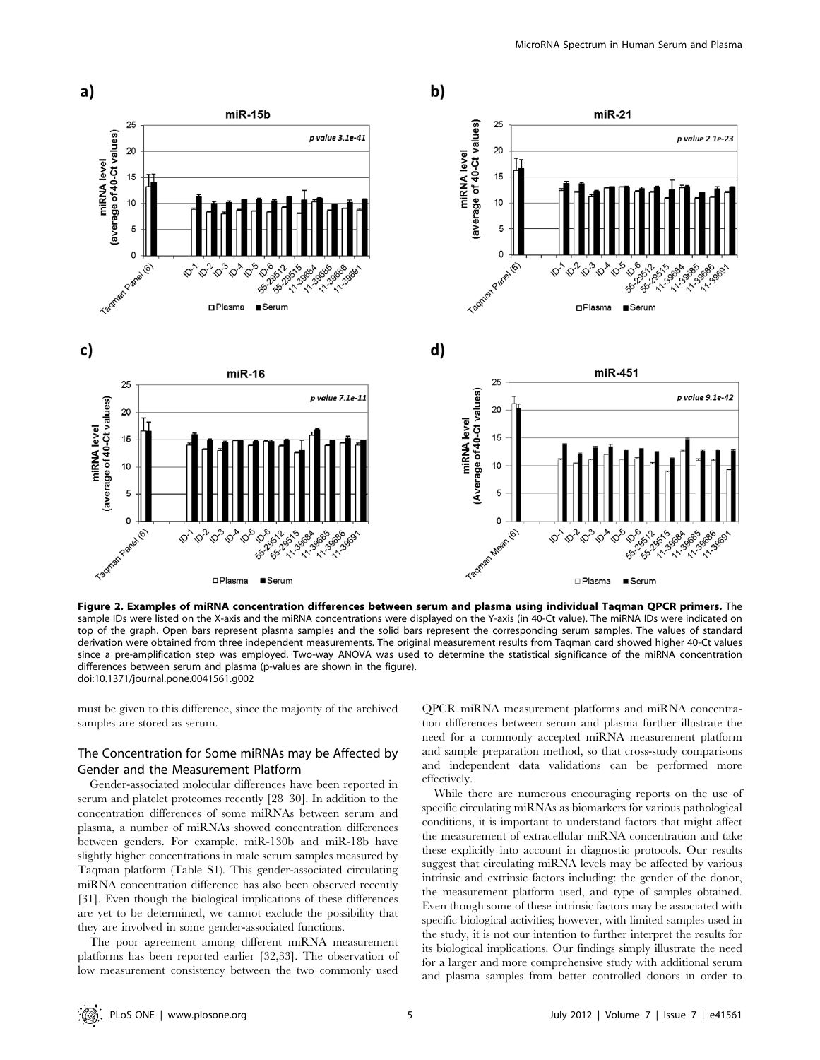**Figure 2. Examples of miRNA concentration differences between serum and plasma using individual Taqman QPCR primers.** The sample IDs were listed on the X-axis and the miRNA concentrations were displayed on the Y-axis (in 40-Ct value). The miRNA IDs were indicated on top of the graph. Open bars represent plasma samples and the solid bars represent the corresponding serum samples. The values of standard derivation were obtained from three independent measurements. The original measurement results from Taqman card showed higher 40-Ct values since a pre-amplification step was employed. Two-way ANOVA was used to determine the statistical significance of the miRNA concentration differences between serum and plasma (p-values are shown in the figure).
doi:10.1371/journal.pone.0041561.g002

must be given to this difference, since the majority of the archived samples are stored as serum.

## The Concentration for Some miRNAs may be Affected by Gender and the Measurement Platform

Gender-associated molecular differences have been reported in serum and platelet proteomes recently [28–30]. In addition to the concentration differences of some miRNAs between serum and plasma, a number of miRNAs showed concentration differences between genders. For example, miR-130b and miR-18b have slightly higher concentrations in male serum samples measured by Taqman platform (Table S1). This gender-associated circulating miRNA concentration difference has also been observed recently [31]. Even though the biological implications of these differences are yet to be determined, we cannot exclude the possibility that they are involved in some gender-associated functions.

The poor agreement among different miRNA measurement platforms has been reported earlier [32,33]. The observation of low measurement consistency between the two commonly used QPCR miRNA measurement platforms and miRNA concentration differences between serum and plasma further illustrate the need for a commonly accepted miRNA measurement platform and sample preparation method, so that cross-study comparisons and independent data validations can be performed more effectively.

While there are numerous encouraging reports on the use of specific circulating miRNAs as biomarkers for various pathological conditions, it is important to understand factors that might affect the measurement of extracellular miRNA concentration and take these explicitly into account in diagnostic protocols. Our results suggest that circulating miRNA levels may be affected by various intrinsic and extrinsic factors including: the gender of the donor, the measurement platform used, and type of samples obtained. Even though some of these intrinsic factors may be associated with specific biological activities; however, with limited samples used in the study, it is not our intention to further interpret the results for its biological implications. Our findings simply illustrate the need for a larger and more comprehensive study with additional serum and plasma samples from better controlled donors in order to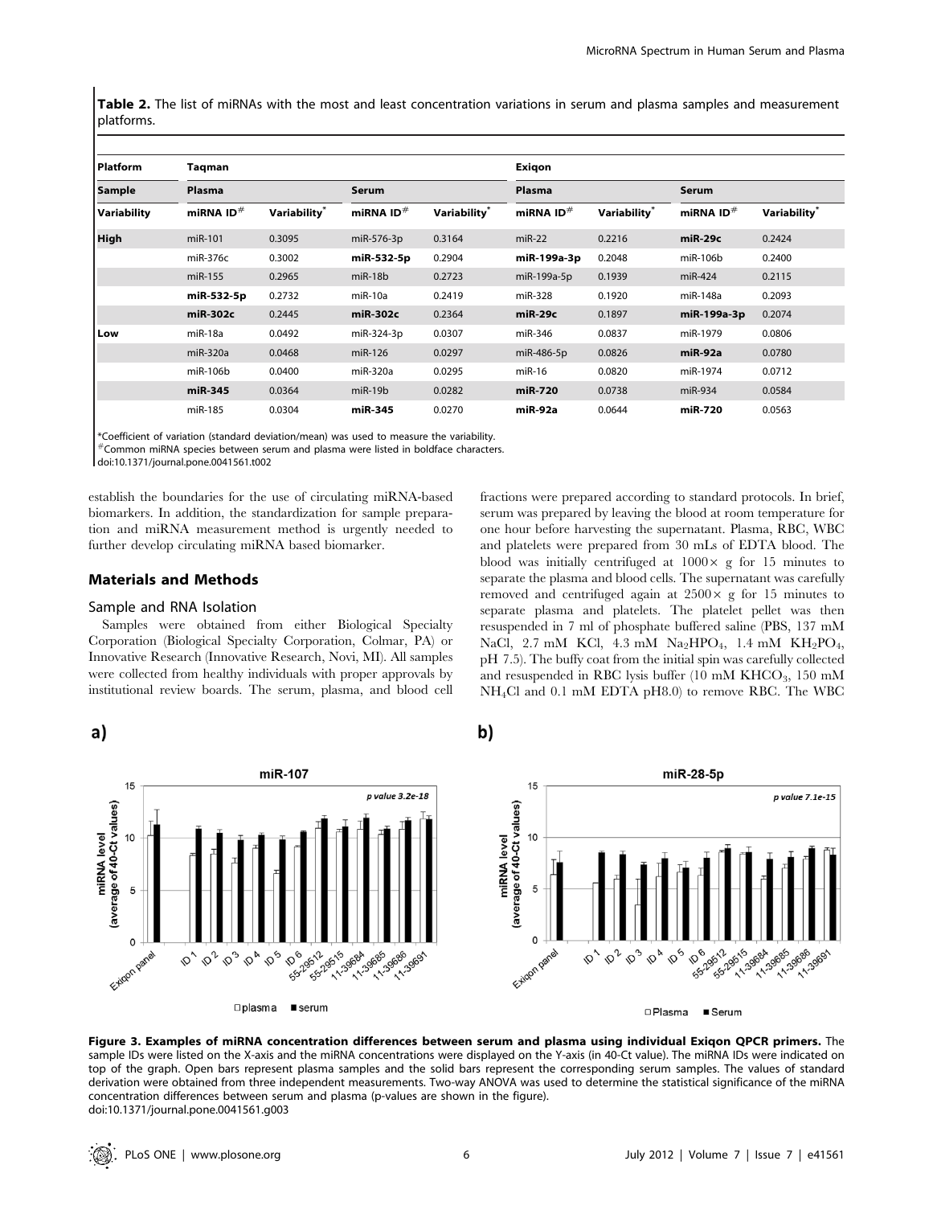**Table 2.** The list of miRNAs with the most and least concentration variations in serum and plasma samples and measurement platforms.

| Platform | Taqman | | | | Exiqon | | | |
|---|---|---|---|---|---|---|---|---|
| Sample | Plasma | | Serum | | Plasma | | Serum | |
| Variability | miRNA ID# | Variability* | miRNA ID# | Variability* | miRNA ID# | Variability* | miRNA ID# | Variability* |
| High | miR-101 | 0.3095 | miR-576-3p | 0.3164 | miR-22 | 0.2216 | **miR-29c** | 0.2424 |
| | miR-376c | 0.3002 | **miR-532-5p** | 0.2904 | **miR-199a-3p** | 0.2048 | miR-106b | 0.2400 |
| | miR-155 | 0.2965 | miR-18b | 0.2723 | miR-199a-5p | 0.1939 | miR-424 | 0.2115 |
| | **miR-532-5p** | 0.2732 | miR-10a | 0.2419 | miR-328 | 0.1920 | miR-148a | 0.2093 |
| | **miR-302c** | 0.2445 | **miR-302c** | 0.2364 | **miR-29c** | 0.1897 | **miR-199a-3p** | 0.2074 |
| Low | miR-18a | 0.0492 | miR-324-3p | 0.0307 | miR-346 | 0.0837 | miR-1979 | 0.0806 |
| | miR-320a | 0.0468 | miR-126 | 0.0297 | miR-486-5p | 0.0826 | **miR-92a** | 0.0780 |
| | miR-106b | 0.0400 | miR-320a | 0.0295 | miR-16 | 0.0820 | miR-1974 | 0.0712 |
| | **miR-345** | 0.0364 | miR-19b | 0.0282 | **miR-720** | 0.0738 | miR-934 | 0.0584 |
| | miR-185 | 0.0304 | **miR-345** | 0.0270 | **miR-92a** | 0.0644 | **miR-720** | 0.0563 |

*Coefficient of variation (standard deviation/mean) was used to measure the variability.
#Common miRNA species between serum and plasma were listed in boldface characters.
doi:10.1371/journal.pone.0041561.t002

establish the boundaries for the use of circulating miRNA-based biomarkers. In addition, the standardization for sample preparation and miRNA measurement method is urgently needed to further develop circulating miRNA based biomarker.

## Materials and Methods

### Sample and RNA Isolation

Samples were obtained from either Biological Specialty Corporation (Biological Specialty Corporation, Colmar, PA) or Innovative Research (Innovative Research, Novi, MI). All samples were collected from healthy individuals with proper approvals by institutional review boards. The serum, plasma, and blood cell fractions were prepared according to standard protocols. In brief, serum was prepared by leaving the blood at room temperature for one hour before harvesting the supernatant. Plasma, RBC, WBC and platelets were prepared from 30 mLs of EDTA blood. The blood was initially centrifuged at $1000\times$ g for 15 minutes to separate the plasma and blood cells. The supernatant was carefully removed and centrifuged again at $2500\times$ g for 15 minutes to separate plasma and platelets. The platelet pellet was then resuspended in 7 ml of phosphate buffered saline (PBS, 137 mM NaCl, 2.7 mM KCl, 4.3 mM $Na_2HPO_4$, 1.4 mM $KH_2PO_4$, pH 7.5). The buffy coat from the initial spin was carefully collected and resuspended in RBC lysis buffer (10 mM $KHCO_3$, 150 mM $NH_4Cl$ and 0.1 mM EDTA pH8.0) to remove RBC. The WBC

**Figure 3. Examples of miRNA concentration differences between serum and plasma using individual Exiqon QPCR primers.** The sample IDs were listed on the X-axis and the miRNA concentrations were displayed on the Y-axis (in 40-Ct value). The miRNA IDs were indicated on top of the graph. Open bars represent plasma samples and the solid bars represent the corresponding serum samples. The values of standard derivation were obtained from three independent measurements. Two-way ANOVA was used to determine the statistical significance of the miRNA concentration differences between serum and plasma (p-values are shown in the figure).
doi:10.1371/journal.pone.0041561.g003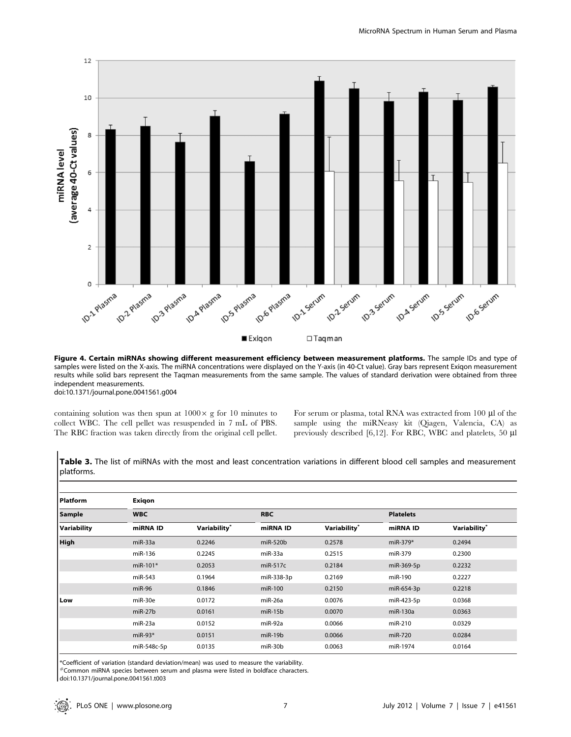**Figure 4. Certain miRNAs showing different measurement efficiency between measurement platforms.** The sample IDs and type of samples were listed on the X-axis. The miRNA concentrations were displayed on the Y-axis (in 40-Ct value). Gray bars represent Exiqon measurement results while solid bars represent the Taqman measurements from the same sample. The values of standard derivation were obtained from three independent measurements.
doi:10.1371/journal.pone.0041561.g004

containing solution was then spun at 1000× g for 10 minutes to collect WBC. The cell pellet was resuspended in 7 mL of PBS. The RBC fraction was taken directly from the original cell pellet. For serum or plasma, total RNA was extracted from 100 µl of the sample using the miRNeasy kit (Qiagen, Valencia, CA) as previously described [6,12]. For RBC, WBC and platelets, 50 µl

**Table 3.** The list of miRNAs with the most and least concentration variations in different blood cell samples and measurement platforms.

| Platform | Exiqon | | | | | |
|---|---|---|---|---|---|---|
| Sample | WBC | | RBC | | Platelets | |
| Variability | miRNA ID | Variability* | miRNA ID | Variability* | miRNA ID | Variability* |
| High | miR-33a | 0.2246 | miR-520b | 0.2578 | miR-379* | 0.2494 |
| | miR-136 | 0.2245 | miR-33a | 0.2515 | miR-379 | 0.2300 |
| | miR-101* | 0.2053 | miR-517c | 0.2184 | miR-369-5p | 0.2232 |
| | miR-543 | 0.1964 | miR-338-3p | 0.2169 | miR-190 | 0.2227 |
| | miR-96 | 0.1846 | miR-100 | 0.2150 | miR-654-3p | 0.2218 |
| Low | miR-30e | 0.0172 | miR-26a | 0.0076 | miR-423-5p | 0.0368 |
| | miR-27b | 0.0161 | miR-15b | 0.0070 | miR-130a | 0.0363 |
| | miR-23a | 0.0152 | miR-92a | 0.0066 | miR-210 | 0.0329 |
| | miR-93* | 0.0151 | miR-19b | 0.0066 | miR-720 | 0.0284 |
| | miR-548c-5p | 0.0135 | miR-30b | 0.0063 | miR-1974 | 0.0164 |

*Coefficient of variation (standard deviation/mean) was used to measure the variability.
#Common miRNA species between serum and plasma were listed in boldface characters.
doi:10.1371/journal.pone.0041561.t003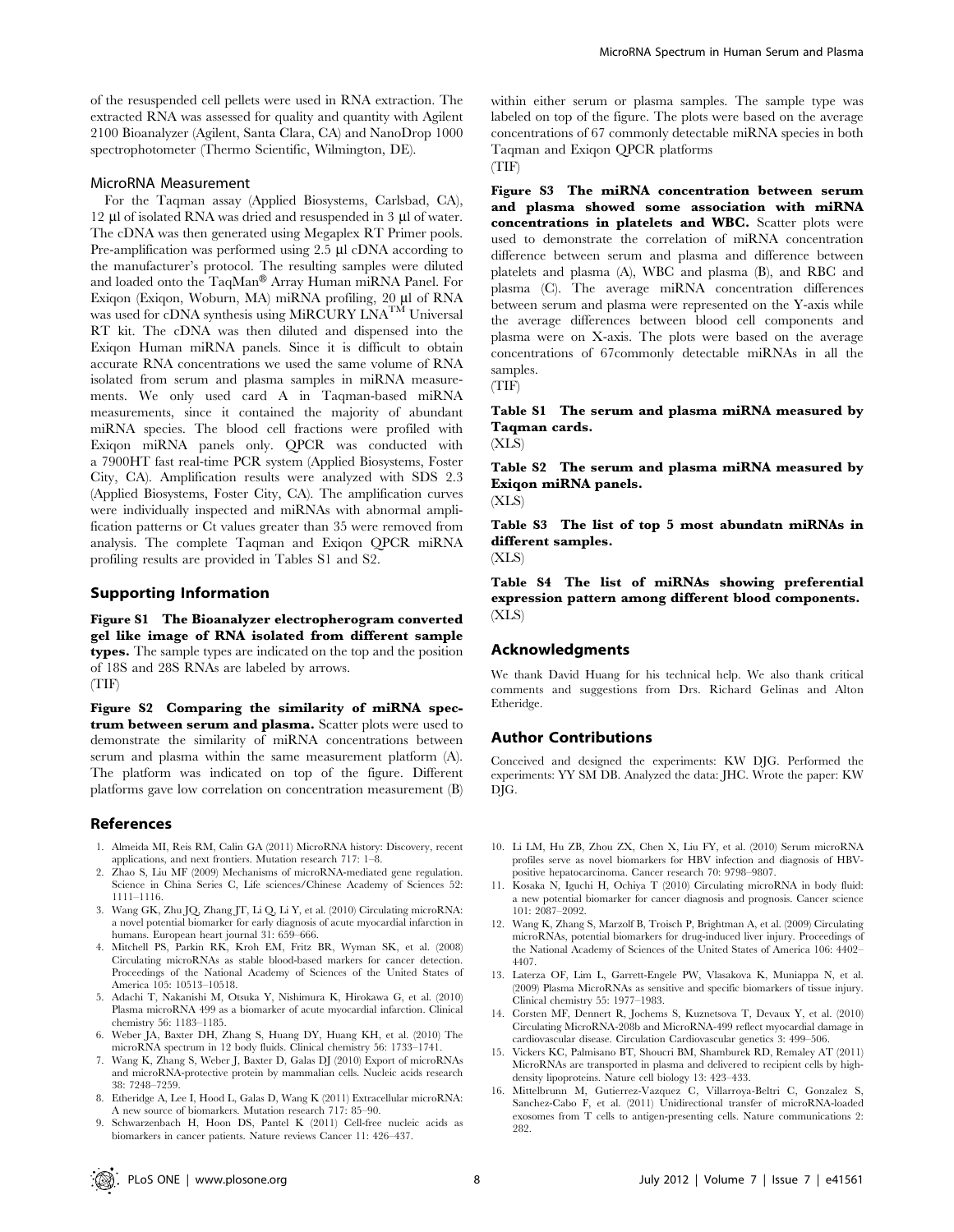of the resuspended cell pellets were used in RNA extraction. The extracted RNA was assessed for quality and quantity with Agilent 2100 Bioanalyzer (Agilent, Santa Clara, CA) and NanoDrop 1000 spectrophotometer (Thermo Scientific, Wilmington, DE).

### MicroRNA Measurement

For the Taqman assay (Applied Biosystems, Carlsbad, CA), 12 µl of isolated RNA was dried and resuspended in 3 µl of water. The cDNA was then generated using Megaplex RT Primer pools. Pre-amplification was performed using 2.5 µl cDNA according to the manufacturer's protocol. The resulting samples were diluted and loaded onto the TaqMan® Array Human miRNA Panel. For Exiqon (Exiqon, Woburn, MA) miRNA profiling, 20 µl of RNA was used for cDNA synthesis using MiRCURY LNA™ Universal RT kit. The cDNA was then diluted and dispensed into the Exiqon Human miRNA panels. Since it is difficult to obtain accurate RNA concentrations we used the same volume of RNA isolated from serum and plasma samples in miRNA measurements. We only used card A in Taqman-based miRNA measurements, since it contained the majority of abundant miRNA species. The blood cell fractions were profiled with Exiqon miRNA panels only. QPCR was conducted with a 7900HT fast real-time PCR system (Applied Biosystems, Foster City, CA). Amplification results were analyzed with SDS 2.3 (Applied Biosystems, Foster City, CA). The amplification curves were individually inspected and miRNAs with abnormal amplification patterns or Ct values greater than 35 were removed from analysis. The complete Taqman and Exiqon QPCR miRNA profiling results are provided in Tables S1 and S2.

## Supporting Information

**Figure S1 The Bioanalyzer electropherogram converted gel like image of RNA isolated from different sample types.** The sample types are indicated on the top and the position of 18S and 28S RNAs are labeled by arrows.
(TIF)

**Figure S2 Comparing the similarity of miRNA spectrum between serum and plasma.** Scatter plots were used to demonstrate the similarity of miRNA concentrations between serum and plasma within the same measurement platform (A). The platform was indicated on top of the figure. Different platforms gave low correlation on concentration measurement (B) within either serum or plasma samples. The sample type was labeled on top of the figure. The plots were based on the average concentrations of 67 commonly detectable miRNA species in both Taqman and Exiqon QPCR platforms
(TIF)

**Figure S3 The miRNA concentration between serum and plasma showed some association with miRNA concentrations in platelets and WBC.** Scatter plots were used to demonstrate the correlation of miRNA concentration difference between serum and plasma and difference between platelets and plasma (A), WBC and plasma (B), and RBC and plasma (C). The average miRNA concentration differences between serum and plasma were represented on the Y-axis while the average differences between blood cell components and plasma were on X-axis. The plots were based on the average concentrations of 67commonly detectable miRNAs in all the samples.
(TIF)

**Table S1 The serum and plasma miRNA measured by Taqman cards.**
(XLS)

**Table S2 The serum and plasma miRNA measured by Exiqon miRNA panels.**
(XLS)

**Table S3 The list of top 5 most abundatn miRNAs in different samples.**
(XLS)

**Table S4 The list of miRNAs showing preferential expression pattern among different blood components.**
(XLS)

## Acknowledgments

We thank David Huang for his technical help. We also thank critical comments and suggestions from Drs. Richard Gelinas and Alton Etheridge.

## Author Contributions

Conceived and designed the experiments: KW DJG. Performed the experiments: YY SM DB. Analyzed the data: JHC. Wrote the paper: KW DJG.

## References

1. Almeida MI, Reis RM, Calin GA (2011) MicroRNA history: Discovery, recent applications, and next frontiers. Mutation research 717: 1–8.
2. Zhao S, Liu MF (2009) Mechanisms of microRNA-mediated gene regulation. Science in China Series C, Life sciences/Chinese Academy of Sciences 52: 1111–1116.
3. Wang GK, Zhu JQ, Zhang JT, Li Q, Li Y, et al. (2010) Circulating microRNA: a novel potential biomarker for early diagnosis of acute myocardial infarction in humans. European heart journal 31: 659–666.
4. Mitchell PS, Parkin RK, Kroh EM, Fritz BR, Wyman SK, et al. (2008) Circulating microRNAs as stable blood-based markers for cancer detection. Proceedings of the National Academy of Sciences of the United States of America 105: 10513–10518.
5. Adachi T, Nakanishi M, Otsuka Y, Nishimura K, Hirokawa G, et al. (2010) Plasma microRNA 499 as a biomarker of acute myocardial infarction. Clinical chemistry 56: 1183–1185.
6. Weber JA, Baxter DH, Zhang S, Huang DY, Huang KH, et al. (2010) The microRNA spectrum in 12 body fluids. Clinical chemistry 56: 1733–1741.
7. Wang K, Zhang S, Weber J, Baxter D, Galas DJ (2010) Export of microRNAs and microRNA-protective protein by mammalian cells. Nucleic acids research 38: 7248–7259.
8. Etheridge A, Lee I, Hood L, Galas D, Wang K (2011) Extracellular microRNA: A new source of biomarkers. Mutation research 717: 85–90.
9. Schwarzenbach H, Hoon DS, Pantel K (2011) Cell-free nucleic acids as biomarkers in cancer patients. Nature reviews Cancer 11: 426–437.
10. Li LM, Hu ZB, Zhou ZX, Chen X, Liu FY, et al. (2010) Serum microRNA profiles serve as novel biomarkers for HBV infection and diagnosis of HBV-positive hepatocarcinoma. Cancer research 70: 9798–9807.
11. Kosaka N, Iguchi H, Ochiya T (2010) Circulating microRNA in body fluid: a new potential biomarker for cancer diagnosis and prognosis. Cancer science 101: 2087–2092.
12. Wang K, Zhang S, Marzolf B, Troisch P, Brightman A, et al. (2009) Circulating microRNAs, potential biomarkers for drug-induced liver injury. Proceedings of the National Academy of Sciences of the United States of America 106: 4402–4407.
13. Laterza OF, Lim L, Garrett-Engele PW, Vlasakova K, Muniappa N, et al. (2009) Plasma MicroRNAs as sensitive and specific biomarkers of tissue injury. Clinical chemistry 55: 1977–1983.
14. Corsten MF, Dennert R, Jochems S, Kuznetsova T, Devaux Y, et al. (2010) Circulating MicroRNA-208b and MicroRNA-499 reflect myocardial damage in cardiovascular disease. Circulation Cardiovascular genetics 3: 499–506.
15. Vickers KC, Palmisano BT, Shoucri BM, Shamburek RD, Remaley AT (2011) MicroRNAs are transported in plasma and delivered to recipient cells by high-density lipoproteins. Nature cell biology 13: 423–433.
16. Mittelbrunn M, Gutierrez-Vazquez C, Villarroya-Beltri C, Gonzalez S, Sanchez-Cabo F, et al. (2011) Unidirectional transfer of microRNA-loaded exosomes from T cells to antigen-presenting cells. Nature communications 2: 282.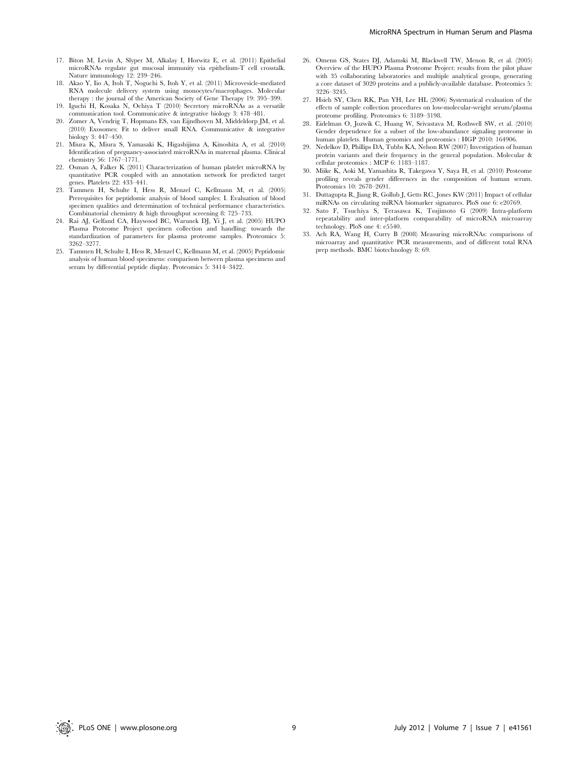17. Biton M, Levin A, Slyper M, Alkalay I, Horwitz E, et al. (2011) Epithelial microRNAs regulate gut mucosal immunity via epithelium-T cell crosstalk. Nature immunology 12: 239–246.
18. Akao Y, Iio A, Itoh T, Noguchi S, Itoh Y, et al. (2011) Microvesicle-mediated RNA molecule delivery system using monocytes/macrophages. Molecular therapy : the journal of the American Society of Gene Therapy 19: 395–399.
19. Iguchi H, Kosaka N, Ochiya T (2010) Secretory microRNAs as a versatile communication tool. Communicative & integrative biology 3: 478–481.
20. Zomer A, Vendrig T, Hopmans ES, van Eijndhoven M, Middeldorp JM, et al. (2010) Exosomes: Fit to deliver small RNA. Communicative & integrative biology 3: 447–450.
21. Miura K, Miura S, Yamasaki K, Higashijima A, Kinoshita A, et al. (2010) Identification of pregnancy-associated microRNAs in maternal plasma. Clinical chemistry 56: 1767–1771.
22. Osman A, Falker K (2011) Characterization of human platelet microRNA by quantitative PCR coupled with an annotation network for predicted target genes. Platelets 22: 433–441.
23. Tammen H, Schulte I, Hess R, Menzel C, Kellmann M, et al. (2005) Prerequisites for peptidomic analysis of blood samples: I. Evaluation of blood specimen qualities and determination of technical performance characteristics. Combinatorial chemistry & high throughput screening 8: 725–733.
24. Rai AJ, Gelfand CA, Haywood BC, Warunek DJ, Yi J, et al. (2005) HUPO Plasma Proteome Project specimen collection and handling: towards the standardization of parameters for plasma proteome samples. Proteomics 5: 3262–3277.
25. Tammen H, Schulte I, Hess R, Menzel C, Kellmann M, et al. (2005) Peptidomic analysis of human blood specimens: comparison between plasma specimens and serum by differential peptide display. Proteomics 5: 3414–3422.
26. Omenn GS, States DJ, Adamski M, Blackwell TW, Menon R, et al. (2005) Overview of the HUPO Plasma Proteome Project: results from the pilot phase with 35 collaborating laboratories and multiple analytical groups, generating a core dataset of 3020 proteins and a publicly-available database. Proteomics 5: 3226–3245.
27. Hsieh SY, Chen RK, Pan YH, Lee HL (2006) Systematical evaluation of the effects of sample collection procedures on low-molecular-weight serum/plasma proteome profiling. Proteomics 6: 3189–3198.
28. Eidelman O, Jozwik C, Huang W, Srivastava M, Rothwell SW, et al. (2010) Gender dependence for a subset of the low-abundance signaling proteome in human platelets. Human genomics and proteomics : HGP 2010: 164906.
29. Nedelkov D, Phillips DA, Tubbs KA, Nelson RW (2007) Investigation of human protein variants and their frequency in the general population. Molecular & cellular proteomics : MCP 6: 1183–1187.
30. Miike K, Aoki M, Yamashita R, Takegawa Y, Saya H, et al. (2010) Proteome profiling reveals gender differences in the composition of human serum. Proteomics 10: 2678–2691.
31. Duttagupta R, Jiang R, Gollub J, Getts RC, Jones KW (2011) Impact of cellular miRNAs on circulating miRNA biomarker signatures. PloS one 6: e20769.
32. Sato F, Tsuchiya S, Terasawa K, Tsujimoto G (2009) Intra-platform repeatability and inter-platform comparability of microRNA microarray technology. PloS one 4: e5540.
33. Ach RA, Wang H, Curry B (2008) Measuring microRNAs: comparisons of microarray and quantitative PCR measurements, and of different total RNA prep methods. BMC biotechnology 8: 69.